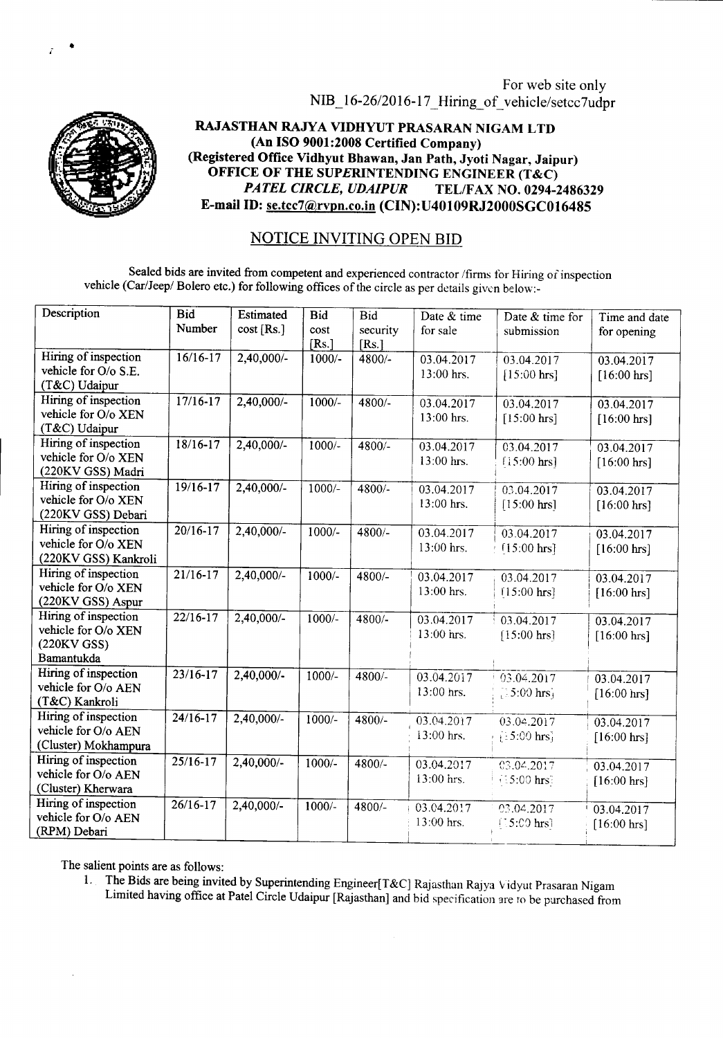For web site only
NIB_16-26/2016-17_Hiring_of_vehicle/setcc7udpr

**RAJASTHAN RAJYA VIDHYUT PRASARAN NIGAM LTD**
**(An ISO 9001:2008 Certified Company)**
**(Registered Office Vidhyut Bhawan, Jan Path, Jyoti Nagar, Jaipur)**
**OFFICE OF THE SUPERINTENDING ENGINEER (T&C)**
***PATEL CIRCLE, UDAIPUR*** **TEL/FAX NO. 0294-2486329**
**E-mail ID: se.tcc7@rvpn.co.in (CIN):U40109RJ2000SGC016485**

## NOTICE INVITING OPEN BID

Sealed bids are invited from competent and experienced contractor /firms for Hiring of inspection vehicle (Car/Jeep/ Bolero etc.) for following offices of the circle as per details given below:-

| Description | Bid Number | Estimated cost [Rs.] | Bid cost [Rs.] | Bid security [Rs.] | Date & time for sale | Date & time for submission | Time and date for opening |
|---|---|---|---|---|---|---|---|
| Hiring of inspection vehicle for O/o S.E. (T&C) Udaipur | 16/16-17 | 2,40,000/- | 1000/- | 4800/- | 03.04.2017 13:00 hrs. | 03.04.2017 [15:00 hrs] | 03.04.2017 [16:00 hrs] |
| Hiring of inspection vehicle for O/o XEN (T&C) Udaipur | 17/16-17 | 2,40,000/- | 1000/- | 4800/- | 03.04.2017 13:00 hrs. | 03.04.2017 [15:00 hrs] | 03.04.2017 [16:00 hrs] |
| Hiring of inspection vehicle for O/o XEN (220KV GSS) Madri | 18/16-17 | 2,40,000/- | 1000/- | 4800/- | 03.04.2017 13:00 hrs. | 03.04.2017 [15:00 hrs] | 03.04.2017 [16:00 hrs] |
| Hiring of inspection vehicle for O/o XEN (220KV GSS) Debari | 19/16-17 | 2,40,000/- | 1000/- | 4800/- | 03.04.2017 13:00 hrs. | 03.04.2017 [15:00 hrs] | 03.04.2017 [16:00 hrs] |
| Hiring of inspection vehicle for O/o XEN (220KV GSS) Kankroli | 20/16-17 | 2,40,000/- | 1000/- | 4800/- | 03.04.2017 13:00 hrs. | 03.04.2017 [15:00 hrs] | 03.04.2017 [16:00 hrs] |
| Hiring of inspection vehicle for O/o XEN (220KV GSS) Aspur | 21/16-17 | 2,40,000/- | 1000/- | 4800/- | 03.04.2017 13:00 hrs. | 03.04.2017 [15:00 hrs] | 03.04.2017 [16:00 hrs] |
| Hiring of inspection vehicle for O/o XEN (220KV GSS) Bamantukda | 22/16-17 | 2,40,000/- | 1000/- | 4800/- | 03.04.2017 13:00 hrs. | 03.04.2017 [15:00 hrs] | 03.04.2017 [16:00 hrs] |
| Hiring of inspection vehicle for O/o AEN (T&C) Kankroli | 23/16-17 | 2,40,000/- | 1000/- | 4800/- | 03.04.2017 13:00 hrs. | 03.04.2017 [15:00 hrs] | 03.04.2017 [16:00 hrs] |
| Hiring of inspection vehicle for O/o AEN (Cluster) Mokhampura | 24/16-17 | 2,40,000/- | 1000/- | 4800/- | 03.04.2017 13:00 hrs. | 03.04.2017 [15:00 hrs] | 03.04.2017 [16:00 hrs] |
| Hiring of inspection vehicle for O/o AEN (Cluster) Kherwara | 25/16-17 | 2,40,000/- | 1000/- | 4800/- | 03.04.2017 13:00 hrs. | 03.04.2017 [15:00 hrs] | 03.04.2017 [16:00 hrs] |
| Hiring of inspection vehicle for O/o AEN (RPM) Debari | 26/16-17 | 2,40,000/- | 1000/- | 4800/- | 03.04.2017 13:00 hrs. | 03.04.2017 [15:00 hrs] | 03.04.2017 [16:00 hrs] |

The salient points are as follows:

1. The Bids are being invited by Superintending Engineer[T&C] Rajasthan Rajya Vidyut Prasaran Nigam Limited having office at Patel Circle Udaipur [Rajasthan] and bid specification are to be purchased from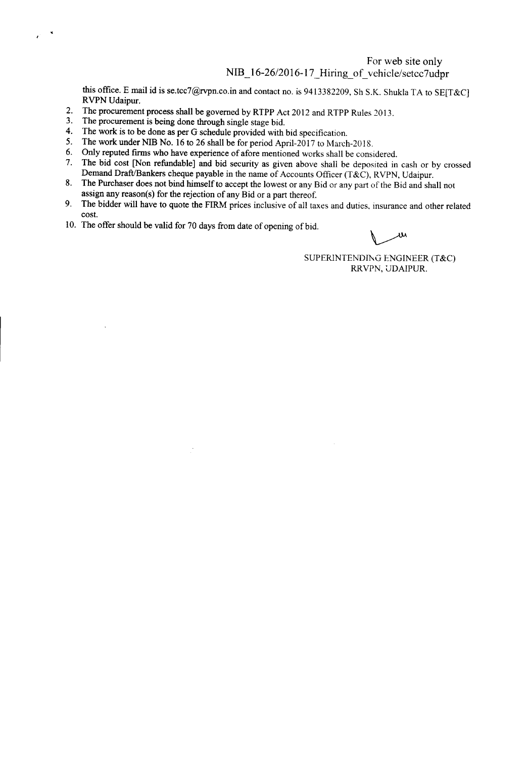For web site only
NIB_16-26/2016-17_Hiring_of_vehicle/setcc7udpr

this office. E mail id is se.tcc7@rvpn.co.in and contact no. is 9413382209, Sh S.K. Shukla TA to SE[T&C] RVPN Udaipur.

2. The procurement process shall be governed by RTPP Act 2012 and RTPP Rules 2013.
3. The procurement is being done through single stage bid.
4. The work is to be done as per G schedule provided with bid specification.
5. The work under NIB No. 16 to 26 shall be for period April-2017 to March-2018.
6. Only reputed firms who have experience of afore mentioned works shall be considered.
7. The bid cost [Non refundable] and bid security as given above shall be deposited in cash or by crossed Demand Draft/Bankers cheque payable in the name of Accounts Officer (T&C), RVPN, Udaipur.
8. The Purchaser does not bind himself to accept the lowest or any Bid or any part of the Bid and shall not assign any reason(s) for the rejection of any Bid or a part thereof.
9. The bidder will have to quote the FIRM prices inclusive of all taxes and duties, insurance and other related cost.
10. The offer should be valid for 70 days from date of opening of bid.

SUPERINTENDING ENGINEER (T&C)
RRVPN, UDAIPUR.